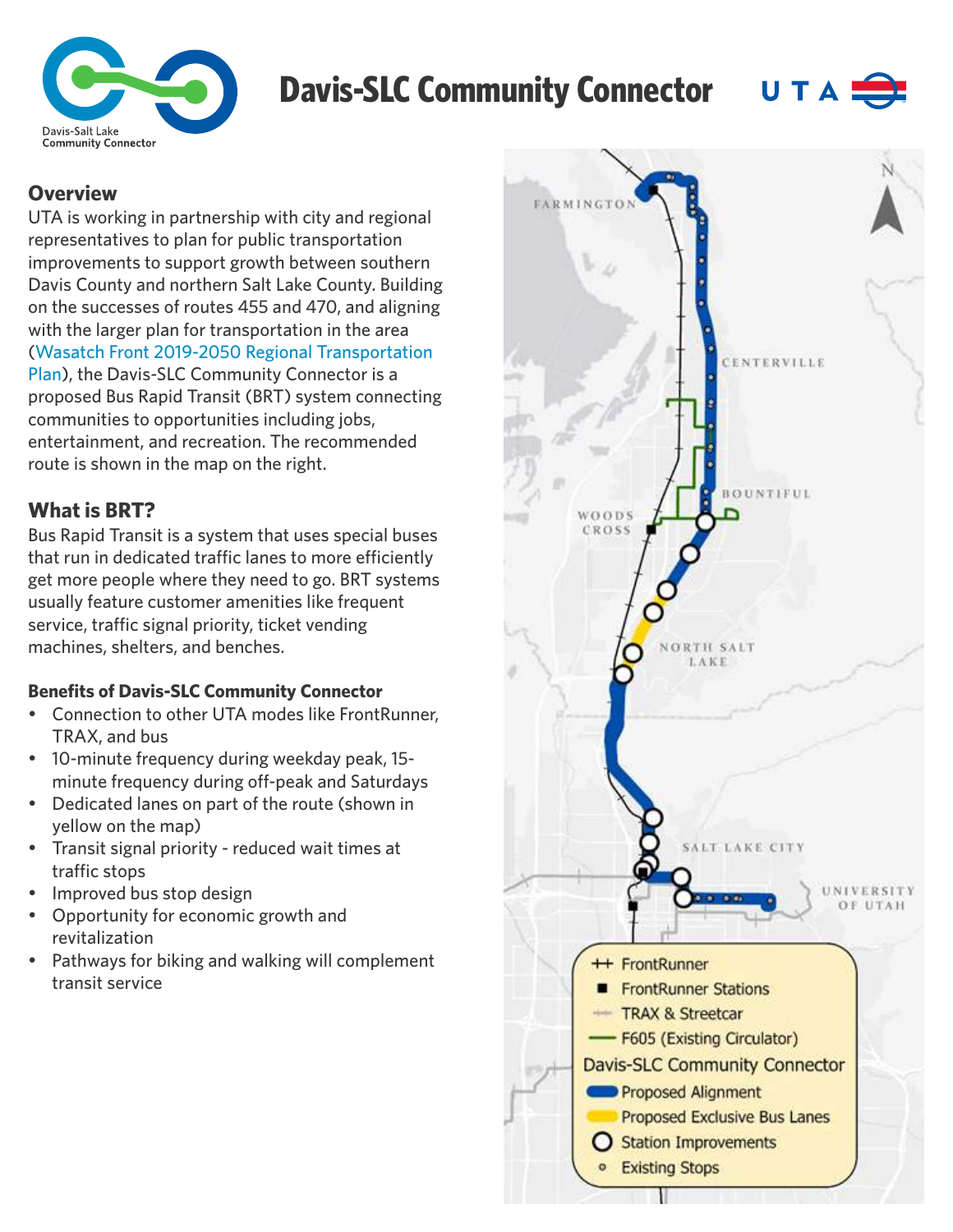# Davis-SLC Community Connector

## Overview

UTA is working in partnership with city and regional representatives to plan for public transportation improvements to support growth between southern Davis County and northern Salt Lake County. Building on the successes of routes 455 and 470, and aligning with the larger plan for transportation in the area (Wasatch Front 2019-2050 Regional Transportation Plan), the Davis-SLC Community Connector is a proposed Bus Rapid Transit (BRT) system connecting communities to opportunities including jobs, entertainment, and recreation. The recommended route is shown in the map on the right.

## What is BRT?

Bus Rapid Transit is a system that uses special buses that run in dedicated traffic lanes to more efficiently get more people where they need to go. BRT systems usually feature customer amenities like frequent service, traffic signal priority, ticket vending machines, shelters, and benches.

### Benefits of Davis-SLC Community Connector

- Connection to other UTA modes like FrontRunner, TRAX, and bus
- 10-minute frequency during weekday peak, 15-minute frequency during off-peak and Saturdays
- Dedicated lanes on part of the route (shown in yellow on the map)
- Transit signal priority - reduced wait times at traffic stops
- Improved bus stop design
- Opportunity for economic growth and revitalization
- Pathways for biking and walking will complement transit service

FARMINGTON
CENTERVILLE
BOUNTIFUL
WOODS CROSS
NORTH SALT LAKE
SALT LAKE CITY
UNIVERSITY OF UTAH

- FrontRunner
- FrontRunner Stations
- TRAX & Streetcar
- F605 (Existing Circulator)

Davis-SLC Community Connector
- Proposed Alignment
- Proposed Exclusive Bus Lanes
- Station Improvements
- Existing Stops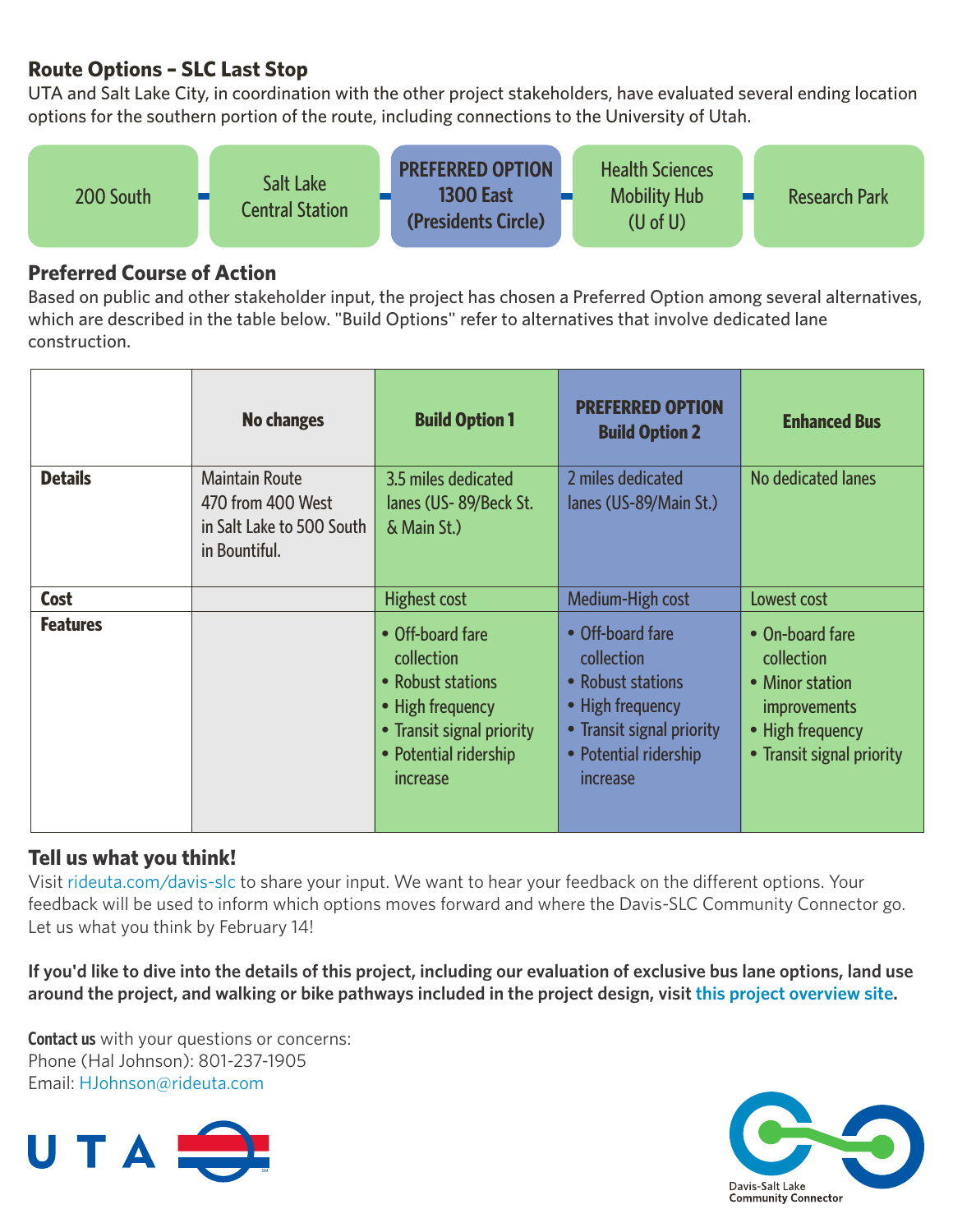## Route Options – SLC Last Stop

UTA and Salt Lake City, in coordination with the other project stakeholders, have evaluated several ending location options for the southern portion of the route, including connections to the University of Utah.

200 South – Salt Lake Central Station – **PREFERRED OPTION 1300 East (Presidents Circle)** – Health Sciences Mobility Hub (U of U) – Research Park

## Preferred Course of Action

Based on public and other stakeholder input, the project has chosen a Preferred Option among several alternatives, which are described in the table below. "Build Options" refer to alternatives that involve dedicated lane construction.

| | No changes | Build Option 1 | PREFERRED OPTION Build Option 2 | Enhanced Bus |
|---|---|---|---|---|
| **Details** | Maintain Route 470 from 400 West in Salt Lake to 500 South in Bountiful. | 3.5 miles dedicated lanes (US- 89/Beck St. & Main St.) | 2 miles dedicated lanes (US-89/Main St.) | No dedicated lanes |
| **Cost** | | Highest cost | Medium-High cost | Lowest cost |
| **Features** | | • Off-board fare collection<br>• Robust stations<br>• High frequency<br>• Transit signal priority<br>• Potential ridership increase | • Off-board fare collection<br>• Robust stations<br>• High frequency<br>• Transit signal priority<br>• Potential ridership increase | • On-board fare collection<br>• Minor station improvements<br>• High frequency<br>• Transit signal priority |

## Tell us what you think!

Visit rideuta.com/davis-slc to share your input. We want to hear your feedback on the different options. Your feedback will be used to inform which options moves forward and where the Davis-SLC Community Connector go. Let us what you think by February 14!

**If you'd like to dive into the details of this project, including our evaluation of exclusive bus lane options, land use around the project, and walking or bike pathways included in the project design, visit this project overview site.**

**Contact us** with your questions or concerns:
Phone (Hal Johnson): 801-237-1905
Email: HJohnson@rideuta.com

UTA

Davis-Salt Lake Community Connector